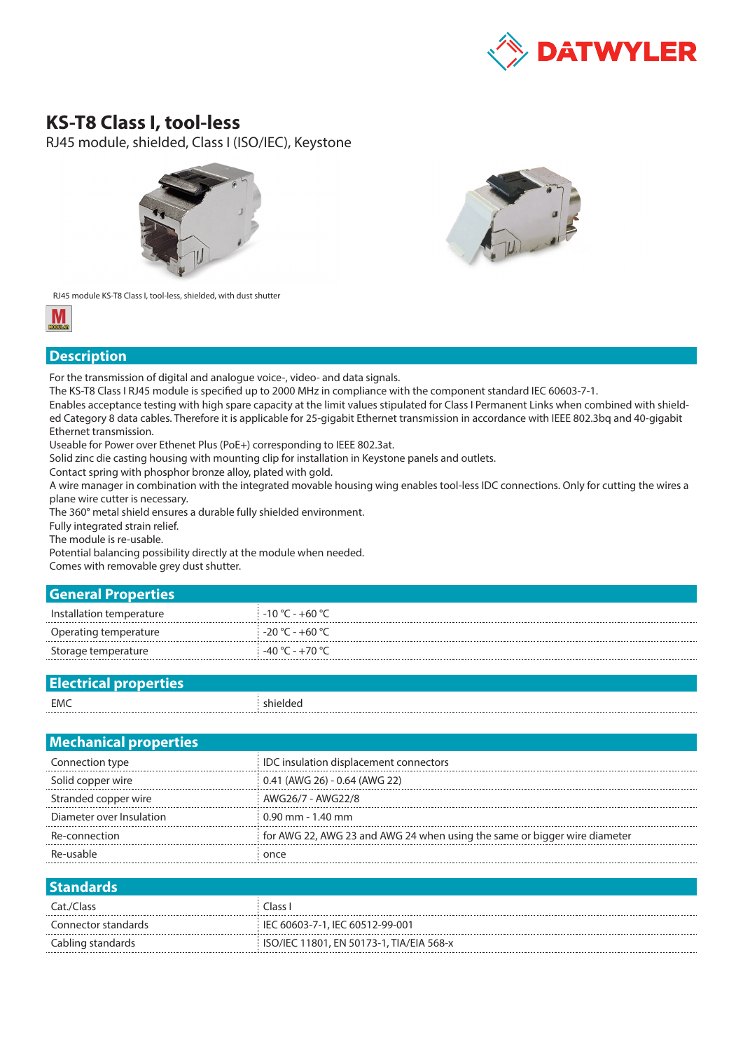# KS-T8 Class I, tool-less

RJ45 module, shielded, Class I (ISO/IEC), Keystone

RJ45 module KS-T8 Class I, tool-less, shielded, with dust shutter

## Description

For the transmission of digital and analogue voice-, video- and data signals.
The KS-T8 Class I RJ45 module is specified up to 2000 MHz in compliance with the component standard IEC 60603-7-1.
Enables acceptance testing with high spare capacity at the limit values stipulated for Class I Permanent Links when combined with shielded Category 8 data cables. Therefore it is applicable for 25-gigabit Ethernet transmission in accordance with IEEE 802.3bq and 40-gigabit Ethernet transmission.
Useable for Power over Ethernet Plus (PoE+) corresponding to IEEE 802.3at.
Solid zinc die casting housing with mounting clip for installation in Keystone panels and outlets.
Contact spring with phosphor bronze alloy, plated with gold.
A wire manager in combination with the integrated movable housing wing enables tool-less IDC connections. Only for cutting the wires a plane wire cutter is necessary.
The 360° metal shield ensures a durable fully shielded environment.
Fully integrated strain relief.
The module is re-usable.
Potential balancing possibility directly at the module when needed.
Comes with removable grey dust shutter.

## General Properties

| | |
|---|---|
| Installation temperature | -10 °C - +60 °C |
| Operating temperature | -20 °C - +60 °C |
| Storage temperature | -40 °C - +70 °C |

## Electrical properties

| | |
|---|---|
| EMC | shielded |

## Mechanical properties

| | |
|---|---|
| Connection type | IDC insulation displacement connectors |
| Solid copper wire | 0.41 (AWG 26) - 0.64 (AWG 22) |
| Stranded copper wire | AWG26/7 - AWG22/8 |
| Diameter over Insulation | 0.90 mm - 1.40 mm |
| Re-connection | for AWG 22, AWG 23 and AWG 24 when using the same or bigger wire diameter |
| Re-usable | once |

## Standards

| | |
|---|---|
| Cat./Class | Class I |
| Connector standards | IEC 60603-7-1, IEC 60512-99-001 |
| Cabling standards | ISO/IEC 11801, EN 50173-1, TIA/EIA 568-x |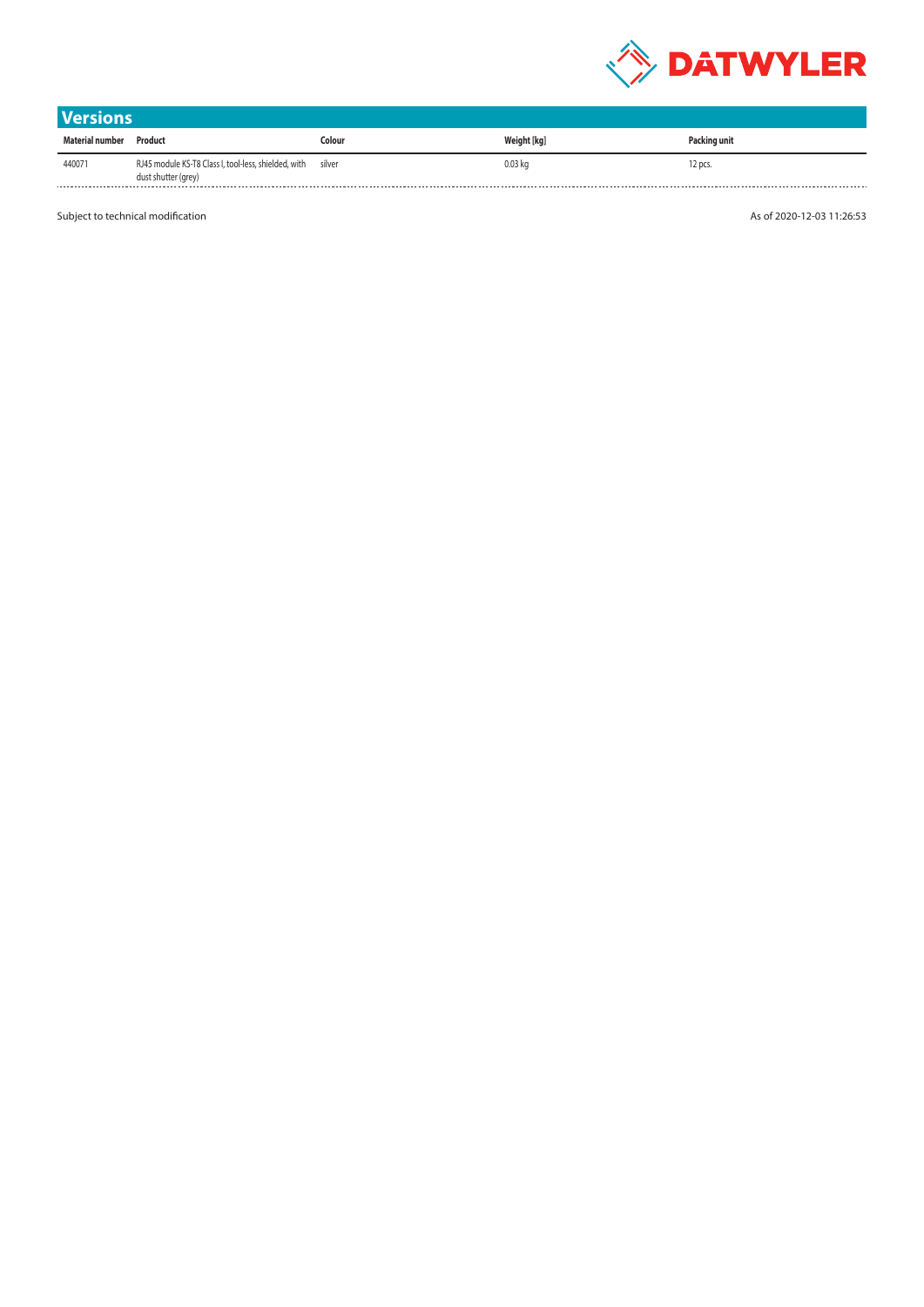## Versions

| Material number | Product | Colour | Weight [kg] | Packing unit |
|---|---|---|---|---|
| 440071 | RJ45 module KS-T8 Class I, tool-less, shielded, with dust shutter (grey) | silver | 0.03 kg | 12 pcs. |

Subject to technical modification

As of 2020-12-03 11:26:53